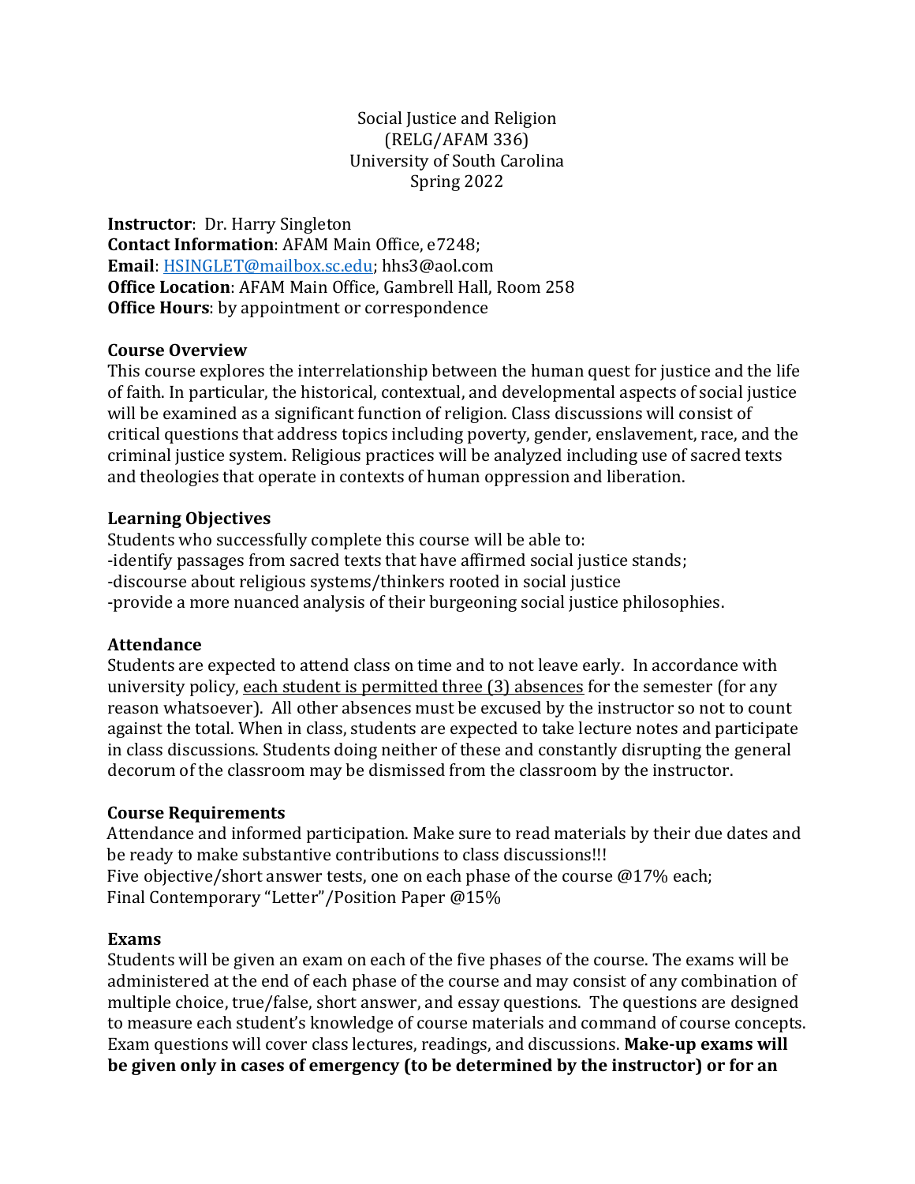Social Justice and Religion
(RELG/AFAM 336)
University of South Carolina
Spring 2022

**Instructor**: Dr. Harry Singleton
**Contact Information**: AFAM Main Office, e7248;
**Email**: HSINGLET@mailbox.sc.edu; hhs3@aol.com
**Office Location**: AFAM Main Office, Gambrell Hall, Room 258
**Office Hours**: by appointment or correspondence

**Course Overview**

This course explores the interrelationship between the human quest for justice and the life of faith. In particular, the historical, contextual, and developmental aspects of social justice will be examined as a significant function of religion. Class discussions will consist of critical questions that address topics including poverty, gender, enslavement, race, and the criminal justice system. Religious practices will be analyzed including use of sacred texts and theologies that operate in contexts of human oppression and liberation.

**Learning Objectives**

Students who successfully complete this course will be able to:
-identify passages from sacred texts that have affirmed social justice stands;
-discourse about religious systems/thinkers rooted in social justice
-provide a more nuanced analysis of their burgeoning social justice philosophies.

**Attendance**

Students are expected to attend class on time and to not leave early. In accordance with university policy, each student is permitted three (3) absences for the semester (for any reason whatsoever). All other absences must be excused by the instructor so not to count against the total. When in class, students are expected to take lecture notes and participate in class discussions. Students doing neither of these and constantly disrupting the general decorum of the classroom may be dismissed from the classroom by the instructor.

**Course Requirements**

Attendance and informed participation. Make sure to read materials by their due dates and be ready to make substantive contributions to class discussions!!!
Five objective/short answer tests, one on each phase of the course @17% each;
Final Contemporary "Letter"/Position Paper @15%

**Exams**

Students will be given an exam on each of the five phases of the course. The exams will be administered at the end of each phase of the course and may consist of any combination of multiple choice, true/false, short answer, and essay questions. The questions are designed to measure each student's knowledge of course materials and command of course concepts. Exam questions will cover class lectures, readings, and discussions. **Make-up exams will be given only in cases of emergency (to be determined by the instructor) or for an**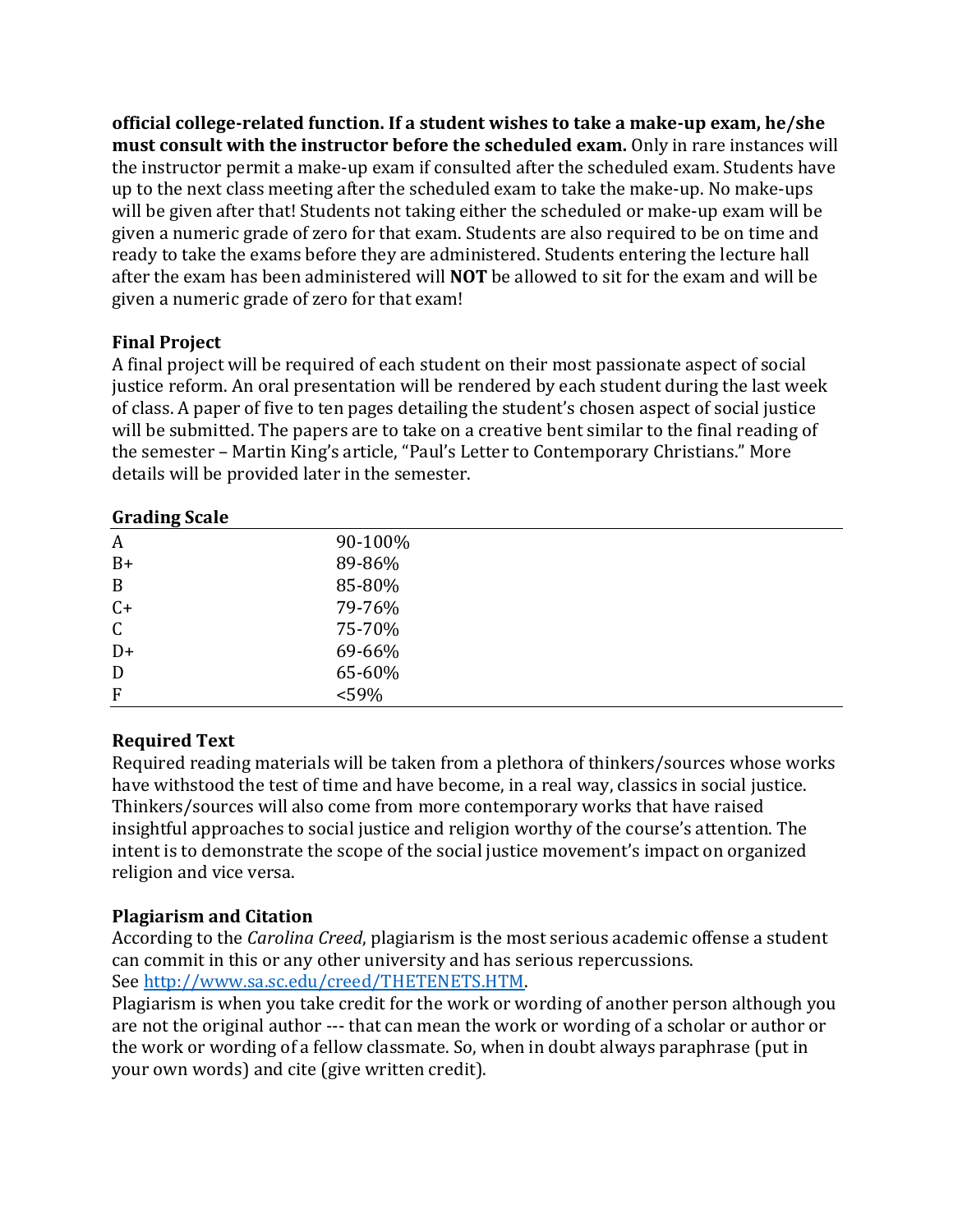**official college-related function. If a student wishes to take a make-up exam, he/she must consult with the instructor before the scheduled exam.** Only in rare instances will the instructor permit a make-up exam if consulted after the scheduled exam. Students have up to the next class meeting after the scheduled exam to take the make-up. No make-ups will be given after that! Students not taking either the scheduled or make-up exam will be given a numeric grade of zero for that exam. Students are also required to be on time and ready to take the exams before they are administered. Students entering the lecture hall after the exam has been administered will **NOT** be allowed to sit for the exam and will be given a numeric grade of zero for that exam!

### Final Project

A final project will be required of each student on their most passionate aspect of social justice reform. An oral presentation will be rendered by each student during the last week of class. A paper of five to ten pages detailing the student's chosen aspect of social justice will be submitted. The papers are to take on a creative bent similar to the final reading of the semester – Martin King's article, "Paul's Letter to Contemporary Christians." More details will be provided later in the semester.

### Grading Scale

| | |
|---|---|
| A | 90-100% |
| B+ | 89-86% |
| B | 85-80% |
| C+ | 79-76% |
| C | 75-70% |
| D+ | 69-66% |
| D | 65-60% |
| F | <59% |

### Required Text

Required reading materials will be taken from a plethora of thinkers/sources whose works have withstood the test of time and have become, in a real way, classics in social justice. Thinkers/sources will also come from more contemporary works that have raised insightful approaches to social justice and religion worthy of the course's attention. The intent is to demonstrate the scope of the social justice movement's impact on organized religion and vice versa.

### Plagiarism and Citation

According to the *Carolina Creed*, plagiarism is the most serious academic offense a student can commit in this or any other university and has serious repercussions.
See http://www.sa.sc.edu/creed/THETENETS.HTM.
Plagiarism is when you take credit for the work or wording of another person although you are not the original author --- that can mean the work or wording of a scholar or author or the work or wording of a fellow classmate. So, when in doubt always paraphrase (put in your own words) and cite (give written credit).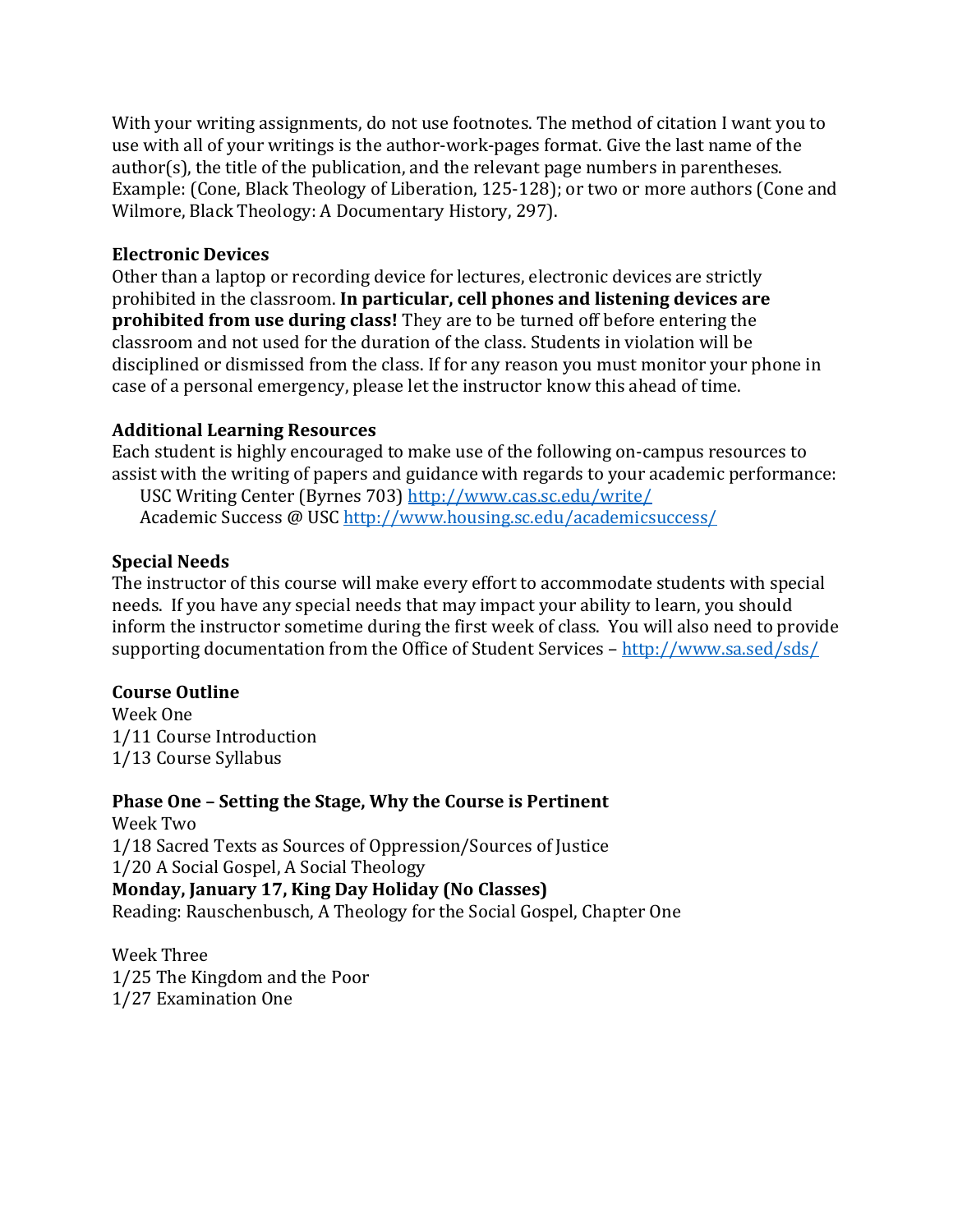With your writing assignments, do not use footnotes. The method of citation I want you to use with all of your writings is the author-work-pages format. Give the last name of the author(s), the title of the publication, and the relevant page numbers in parentheses. Example: (Cone, Black Theology of Liberation, 125-128); or two or more authors (Cone and Wilmore, Black Theology: A Documentary History, 297).

**Electronic Devices**
Other than a laptop or recording device for lectures, electronic devices are strictly prohibited in the classroom. **In particular, cell phones and listening devices are prohibited from use during class!** They are to be turned off before entering the classroom and not used for the duration of the class. Students in violation will be disciplined or dismissed from the class. If for any reason you must monitor your phone in case of a personal emergency, please let the instructor know this ahead of time.

**Additional Learning Resources**
Each student is highly encouraged to make use of the following on-campus resources to assist with the writing of papers and guidance with regards to your academic performance:

USC Writing Center (Byrnes 703) http://www.cas.sc.edu/write/
Academic Success @ USC http://www.housing.sc.edu/academicsuccess/

**Special Needs**
The instructor of this course will make every effort to accommodate students with special needs. If you have any special needs that may impact your ability to learn, you should inform the instructor sometime during the first week of class. You will also need to provide supporting documentation from the Office of Student Services – http://www.sa.sed/sds/

**Course Outline**
Week One
1/11 Course Introduction
1/13 Course Syllabus

**Phase One – Setting the Stage, Why the Course is Pertinent**
Week Two
1/18 Sacred Texts as Sources of Oppression/Sources of Justice
1/20 A Social Gospel, A Social Theology
**Monday, January 17, King Day Holiday (No Classes)**
Reading: Rauschenbusch, A Theology for the Social Gospel, Chapter One

Week Three
1/25 The Kingdom and the Poor
1/27 Examination One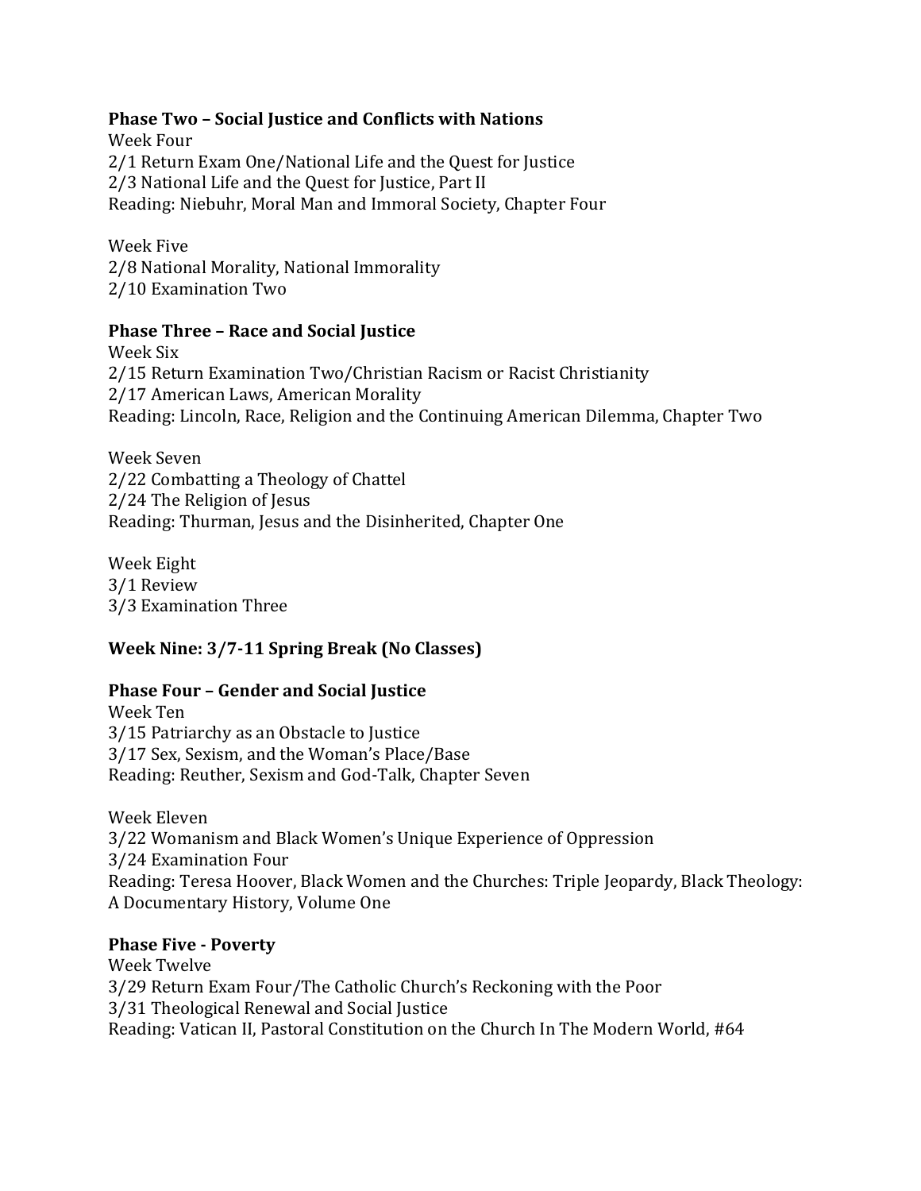**Phase Two – Social Justice and Conflicts with Nations**

Week Four
2/1 Return Exam One/National Life and the Quest for Justice
2/3 National Life and the Quest for Justice, Part II
Reading: Niebuhr, Moral Man and Immoral Society, Chapter Four

Week Five
2/8 National Morality, National Immorality
2/10 Examination Two

**Phase Three – Race and Social Justice**

Week Six
2/15 Return Examination Two/Christian Racism or Racist Christianity
2/17 American Laws, American Morality
Reading: Lincoln, Race, Religion and the Continuing American Dilemma, Chapter Two

Week Seven
2/22 Combatting a Theology of Chattel
2/24 The Religion of Jesus
Reading: Thurman, Jesus and the Disinherited, Chapter One

Week Eight
3/1 Review
3/3 Examination Three

**Week Nine: 3/7-11 Spring Break (No Classes)**

**Phase Four – Gender and Social Justice**

Week Ten
3/15 Patriarchy as an Obstacle to Justice
3/17 Sex, Sexism, and the Woman's Place/Base
Reading: Reuther, Sexism and God-Talk, Chapter Seven

Week Eleven
3/22 Womanism and Black Women's Unique Experience of Oppression
3/24 Examination Four
Reading: Teresa Hoover, Black Women and the Churches: Triple Jeopardy, Black Theology: A Documentary History, Volume One

**Phase Five - Poverty**

Week Twelve
3/29 Return Exam Four/The Catholic Church's Reckoning with the Poor
3/31 Theological Renewal and Social Justice
Reading: Vatican II, Pastoral Constitution on the Church In The Modern World, #64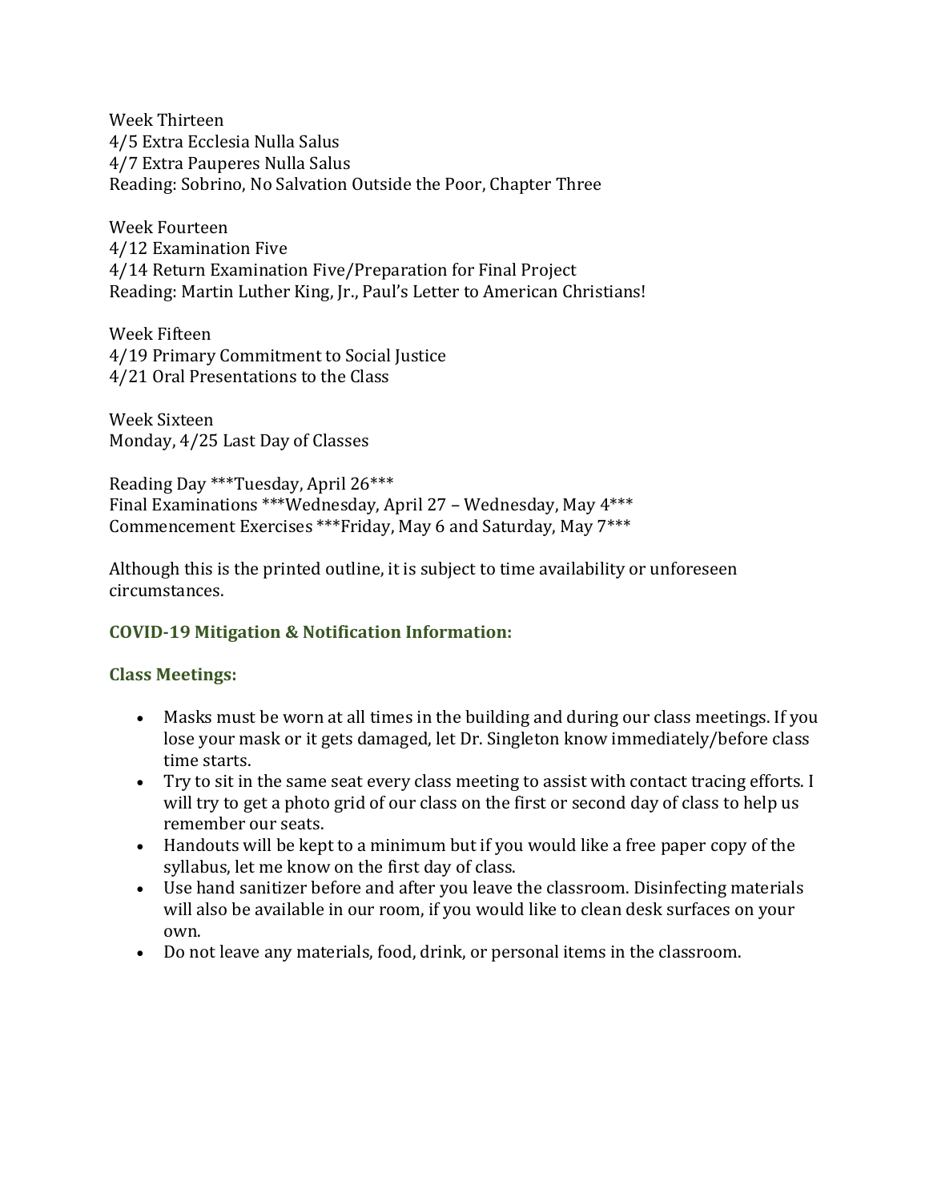Week Thirteen
4/5 Extra Ecclesia Nulla Salus
4/7 Extra Pauperes Nulla Salus
Reading: Sobrino, No Salvation Outside the Poor, Chapter Three

Week Fourteen
4/12 Examination Five
4/14 Return Examination Five/Preparation for Final Project
Reading: Martin Luther King, Jr., Paul's Letter to American Christians!

Week Fifteen
4/19 Primary Commitment to Social Justice
4/21 Oral Presentations to the Class

Week Sixteen
Monday, 4/25 Last Day of Classes

Reading Day ***Tuesday, April 26***
Final Examinations ***Wednesday, April 27 – Wednesday, May 4***
Commencement Exercises ***Friday, May 6 and Saturday, May 7***

Although this is the printed outline, it is subject to time availability or unforeseen circumstances.

### COVID-19 Mitigation & Notification Information:

### Class Meetings:

- Masks must be worn at all times in the building and during our class meetings. If you lose your mask or it gets damaged, let Dr. Singleton know immediately/before class time starts.
- Try to sit in the same seat every class meeting to assist with contact tracing efforts. I will try to get a photo grid of our class on the first or second day of class to help us remember our seats.
- Handouts will be kept to a minimum but if you would like a free paper copy of the syllabus, let me know on the first day of class.
- Use hand sanitizer before and after you leave the classroom. Disinfecting materials will also be available in our room, if you would like to clean desk surfaces on your own.
- Do not leave any materials, food, drink, or personal items in the classroom.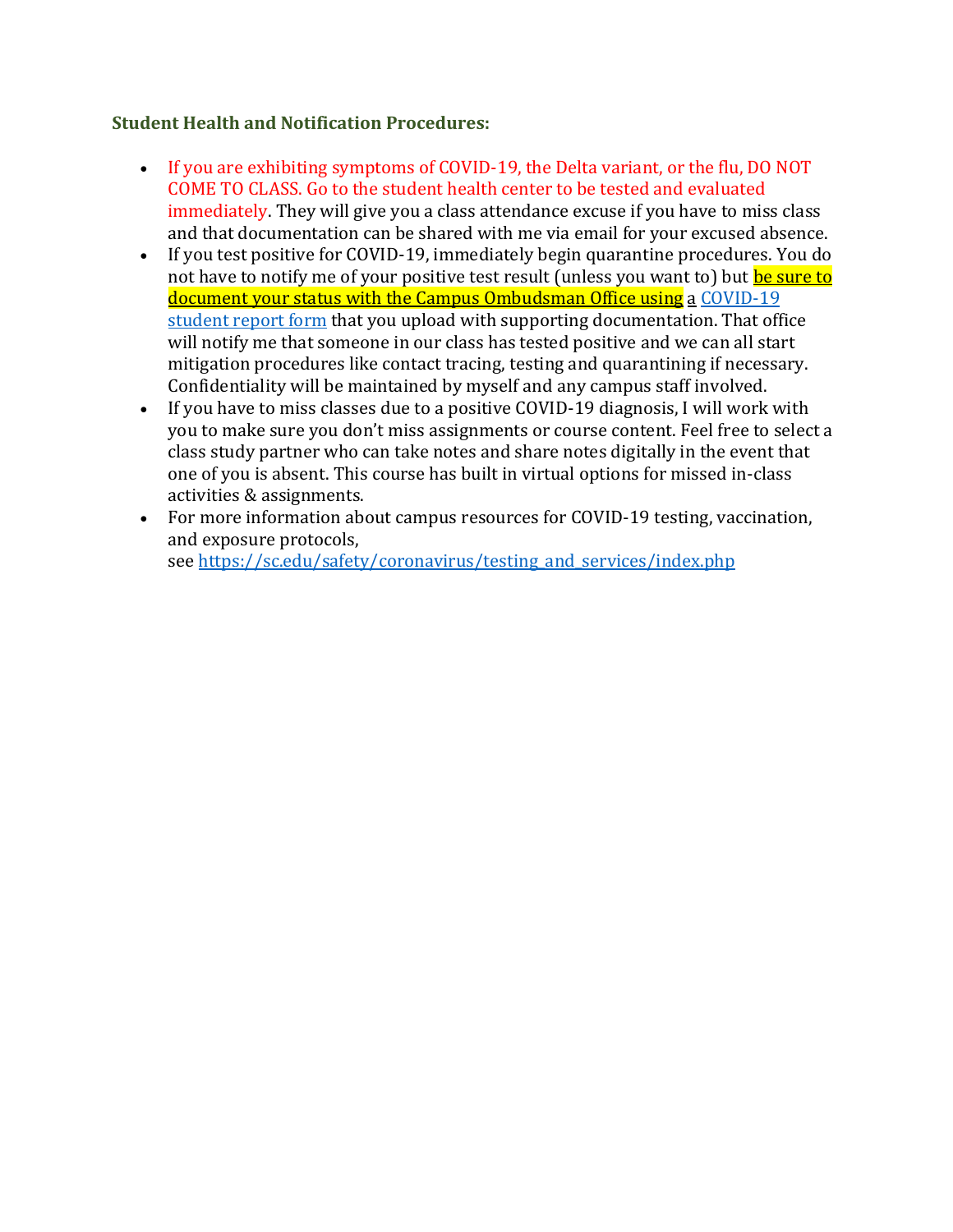**Student Health and Notification Procedures:**

- If you are exhibiting symptoms of COVID-19, the Delta variant, or the flu, DO NOT COME TO CLASS. Go to the student health center to be tested and evaluated immediately. They will give you a class attendance excuse if you have to miss class and that documentation can be shared with me via email for your excused absence.
- If you test positive for COVID-19, immediately begin quarantine procedures. You do not have to notify me of your positive test result (unless you want to) but be sure to document your status with the Campus Ombudsman Office using a COVID-19 student report form that you upload with supporting documentation. That office will notify me that someone in our class has tested positive and we can all start mitigation procedures like contact tracing, testing and quarantining if necessary. Confidentiality will be maintained by myself and any campus staff involved.
- If you have to miss classes due to a positive COVID-19 diagnosis, I will work with you to make sure you don't miss assignments or course content. Feel free to select a class study partner who can take notes and share notes digitally in the event that one of you is absent. This course has built in virtual options for missed in-class activities & assignments.
- For more information about campus resources for COVID-19 testing, vaccination, and exposure protocols, see https://sc.edu/safety/coronavirus/testing_and_services/index.php